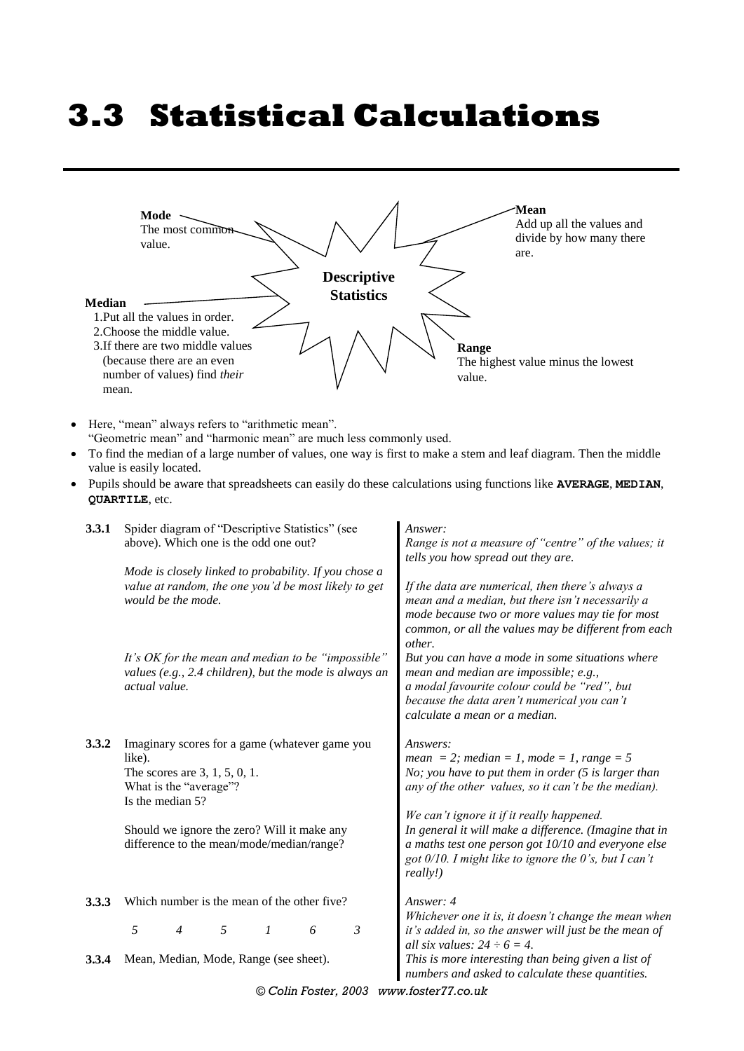# 3.3 Statistical Calculations

**Descriptive Statistics**

**Mode**
The most common value.

**Mean**
Add up all the values and divide by how many there are.

**Median**
1. Put all the values in order.
2. Choose the middle value.
3. If there are two middle values (because there are an even number of values) find *their* mean.

**Range**
The highest value minus the lowest value.

- Here, "mean" always refers to "arithmetic mean".
  "Geometric mean" and "harmonic mean" are much less commonly used.
- To find the median of a large number of values, one way is first to make a stem and leaf diagram. Then the middle value is easily located.
- Pupils should be aware that spreadsheets can easily do these calculations using functions like **`AVERAGE`**, **`MEDIAN`**, **`QUARTILE`**, etc.

**3.3.1** Spider diagram of "Descriptive Statistics" (see above). Which one is the odd one out?

*Mode is closely linked to probability. If you chose a value at random, the one you'd be most likely to get would be the mode.*

*It's OK for the mean and median to be "impossible" values (e.g., 2.4 children), but the mode is always an actual value.*

*Answer:*
*Range is not a measure of "centre" of the values; it tells you how spread out they are.*

*If the data are numerical, then there's always a mean and a median, but there isn't necessarily a mode because two or more values may tie for most common, or all the values may be different from each other.*
*But you can have a mode in some situations where mean and median are impossible; e.g., a modal favourite colour could be "red", but because the data aren't numerical you can't calculate a mean or a median.*

**3.3.2** Imaginary scores for a game (whatever game you like).
The scores are 3, 1, 5, 0, 1.
What is the "average"?
Is the median 5?

Should we ignore the zero? Will it make any difference to the mean/mode/median/range?

*Answers:*
*mean = 2; median = 1, mode = 1, range = 5*
*No; you have to put them in order (5 is larger than any of the other values, so it can't be the median).*

*We can't ignore it if it really happened.*
*In general it will make a difference. (Imagine that in a maths test one person got 10/10 and everyone else got 0/10. I might like to ignore the 0's, but I can't really!)*

**3.3.3** Which number is the mean of the other five?

*5 4 5 1 6 3*

*Answer: 4*
*Whichever one it is, it doesn't change the mean when it's added in, so the answer will just be the mean of all six values: $24 \div 6 = 4$.*

**3.3.4** Mean, Median, Mode, Range (see sheet).

*This is more interesting than being given a list of numbers and asked to calculate these quantities.*

© Colin Foster, 2003 www.foster77.co.uk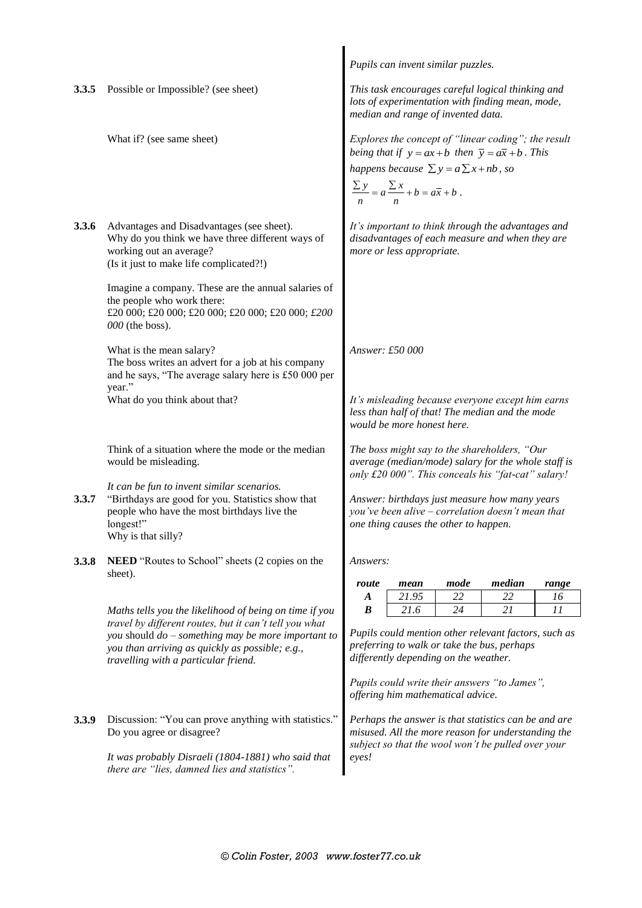*Pupils can invent similar puzzles.*

**3.3.5** Possible or Impossible? (see sheet)

*This task encourages careful logical thinking and lots of experimentation with finding mean, mode, median and range of invented data.*

What if? (see same sheet)

*Explores the concept of "linear coding"; the result being that if $y = ax + b$ then $\bar{y} = a\bar{x} + b$. This happens because $\sum y = a\sum x + nb$, so $\frac{\sum y}{n} = a\frac{\sum x}{n} + b = a\bar{x} + b$.*

**3.3.6** Advantages and Disadvantages (see sheet).
Why do you think we have three different ways of working out an average?
(Is it just to make life complicated?!)

*It's important to think through the advantages and disadvantages of each measure and when they are more or less appropriate.*

Imagine a company. These are the annual salaries of the people who work there:
£20 000; £20 000; £20 000; £20 000; £20 000; *£200 000* (the boss).

What is the mean salary?

*Answer: £50 000*

The boss writes an advert for a job at his company and he says, "The average salary here is £50 000 per year."
What do you think about that?

*It's misleading because everyone except him earns less than half of that! The median and the mode would be more honest here.*

Think of a situation where the mode or the median would be misleading.

*The boss might say to the shareholders, "Our average (median/mode) salary for the whole staff is only £20 000". This conceals his "fat-cat" salary!*

*It can be fun to invent similar scenarios.*

**3.3.7** "Birthdays are good for you. Statistics show that people who have the most birthdays live the longest!"
Why is that silly?

*Answer: birthdays just measure how many years you've been alive – correlation doesn't mean that one thing causes the other to happen.*

**3.3.8** **NEED** "Routes to School" sheets (2 copies on the sheet).

*Answers:*

| *route* | *mean* | *mode* | *median* | *range* |
|---|---|---|---|---|
| ***A*** | *21.95* | *22* | *22* | *16* |
| ***B*** | *21.6* | *24* | *21* | *11* |

*Maths tells you the likelihood of being on time if you travel by different routes, but it can't tell you what you* should *do – something may be more important to you than arriving as quickly as possible; e.g., travelling with a particular friend.*

*Pupils could mention other relevant factors, such as preferring to walk or take the bus, perhaps differently depending on the weather.*

*Pupils could write their answers "to James", offering him mathematical advice.*

**3.3.9** Discussion: "You can prove anything with statistics." Do you agree or disagree?

*It was probably Disraeli (1804-1881) who said that there are "lies, damned lies and statistics".*

*Perhaps the answer is that statistics can be and are misused. All the more reason for understanding the subject so that the wool won't be pulled over your eyes!*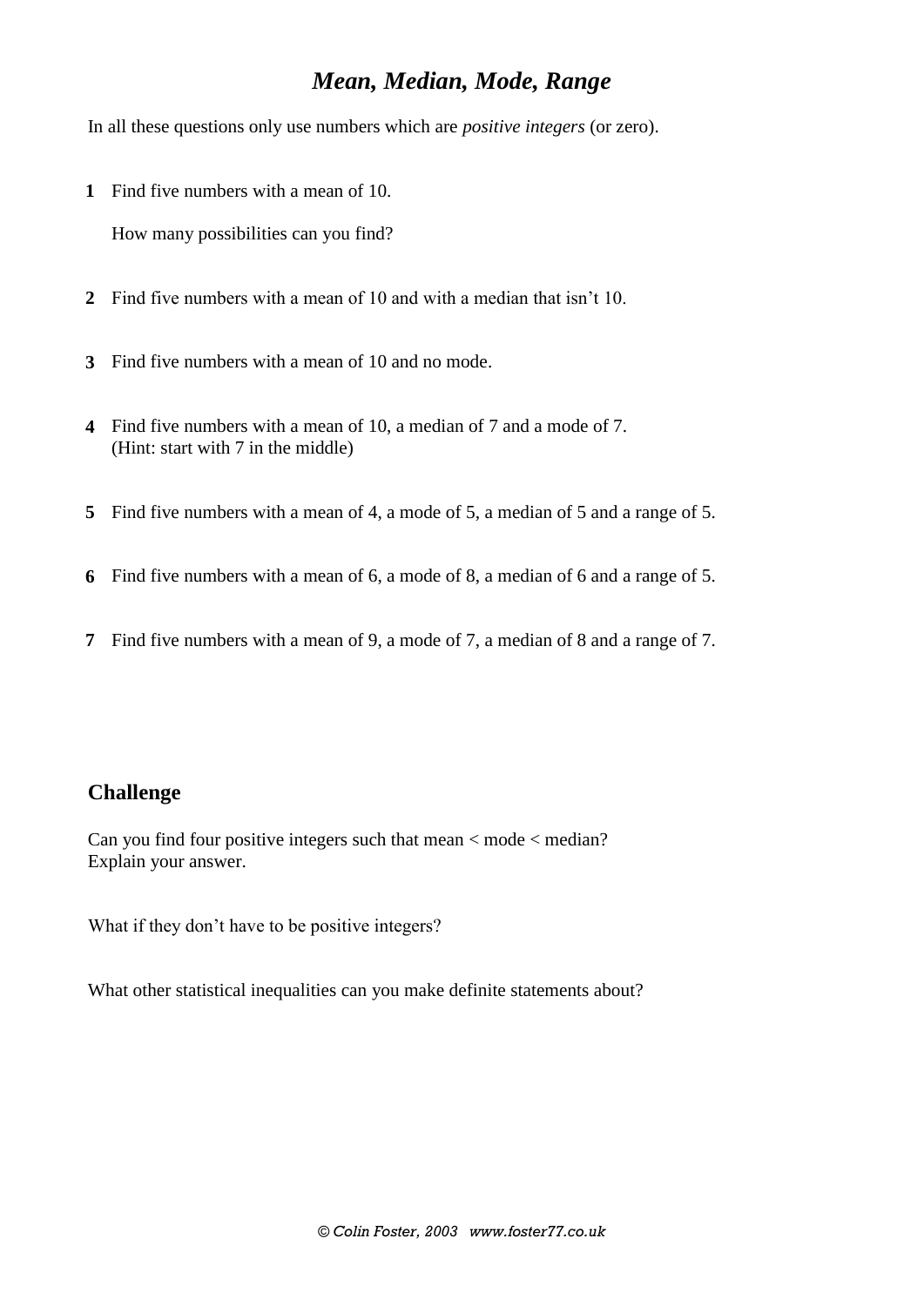# *Mean, Median, Mode, Range*

In all these questions only use numbers which are *positive integers* (or zero).

**1** Find five numbers with a mean of 10.

How many possibilities can you find?

**2** Find five numbers with a mean of 10 and with a median that isn't 10.

**3** Find five numbers with a mean of 10 and no mode.

**4** Find five numbers with a mean of 10, a median of 7 and a mode of 7.
(Hint: start with 7 in the middle)

**5** Find five numbers with a mean of 4, a mode of 5, a median of 5 and a range of 5.

**6** Find five numbers with a mean of 6, a mode of 8, a median of 6 and a range of 5.

**7** Find five numbers with a mean of 9, a mode of 7, a median of 8 and a range of 7.

## Challenge

Can you find four positive integers such that mean < mode < median?
Explain your answer.

What if they don't have to be positive integers?

What other statistical inequalities can you make definite statements about?

*© Colin Foster, 2003 www.foster77.co.uk*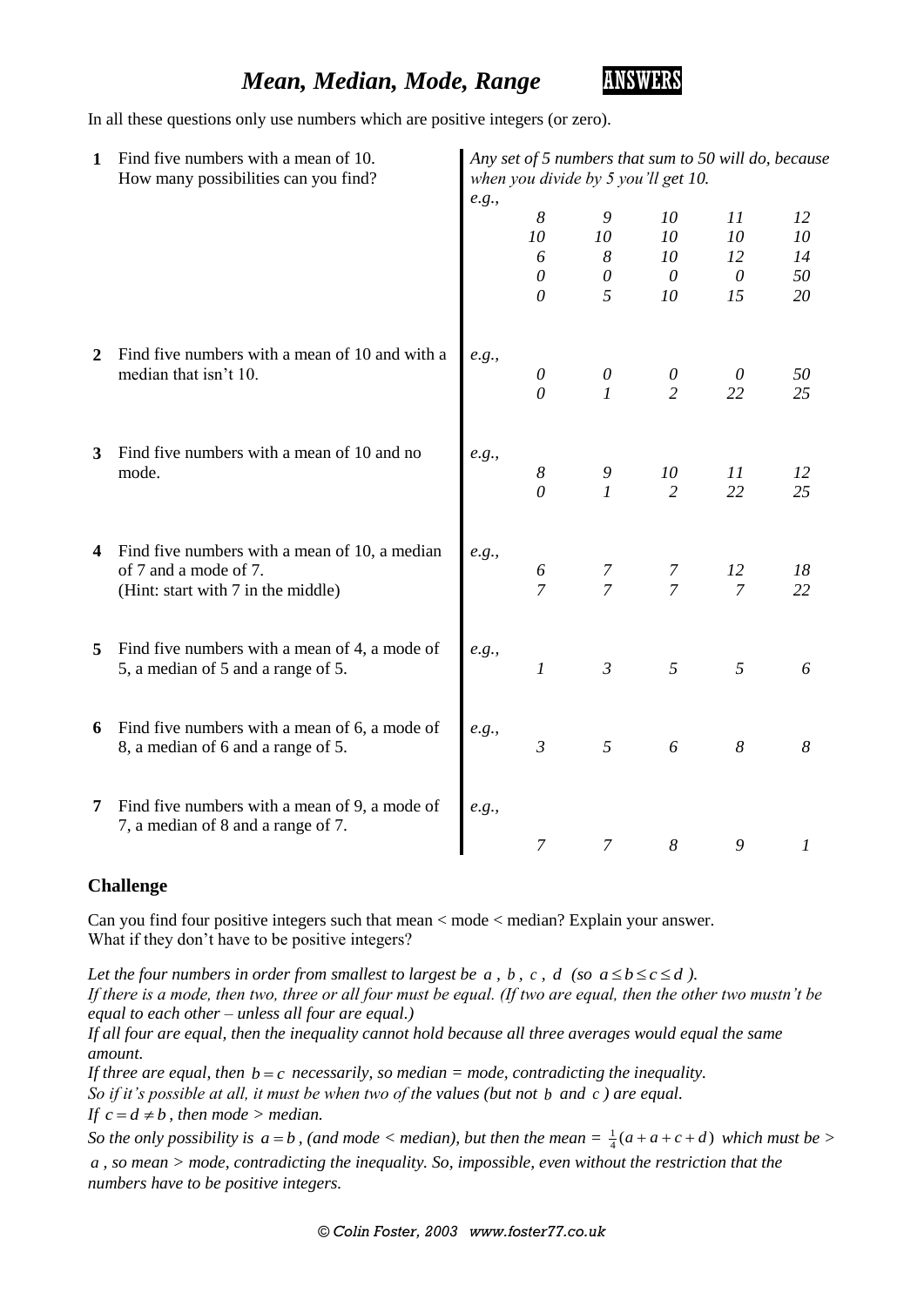# *Mean, Median, Mode, Range* ANSWERS

In all these questions only use numbers which are positive integers (or zero).

| | Question | Answer |
|---|---|---|
| **1** | Find five numbers with a mean of 10. How many possibilities can you find? | *Any set of 5 numbers that sum to 50 will do, because when you divide by 5 you'll get 10.* *e.g.,* 8, 9, 10, 11, 12 / 10, 10, 10, 10, 10 / 6, 8, 10, 12, 14 / 0, 0, 0, 0, 50 / 0, 5, 10, 15, 20 |
| **2** | Find five numbers with a mean of 10 and with a median that isn't 10. | *e.g.,* 0, 0, 0, 0, 50 / 0, 1, 2, 22, 25 |
| **3** | Find five numbers with a mean of 10 and no mode. | *e.g.,* 8, 9, 10, 11, 12 / 0, 1, 2, 22, 25 |
| **4** | Find five numbers with a mean of 10, a median of 7 and a mode of 7. (Hint: start with 7 in the middle) | *e.g.,* 6, 7, 7, 12, 18 / 7, 7, 7, 7, 22 |
| **5** | Find five numbers with a mean of 4, a mode of 5, a median of 5 and a range of 5. | *e.g.,* 1, 3, 5, 5, 6 |
| **6** | Find five numbers with a mean of 6, a mode of 8, a median of 6 and a range of 5. | *e.g.,* 3, 5, 6, 8, 8 |
| **7** | Find five numbers with a mean of 9, a mode of 7, a median of 8 and a range of 7. | *e.g.,* 7, 7, 8, 9, 1 |

## Challenge

Can you find four positive integers such that mean < mode < median? Explain your answer.
What if they don't have to be positive integers?

*Let the four numbers in order from smallest to largest be $a$, $b$, $c$, $d$ (so $a \le b \le c \le d$).*
*If there is a mode, then two, three or all four must be equal. (If two are equal, then the other two mustn't be equal to each other – unless all four are equal.)*
*If all four are equal, then the inequality cannot hold because all three averages would equal the same amount.*
*If three are equal, then $b = c$ necessarily, so median = mode, contradicting the inequality.*
*So if it's possible at all, it must be when two of the values (but not $b$ and $c$) are equal.*
*If $c = d \ne b$, then mode > median.*
*So the only possibility is $a = b$, (and mode < median), but then the mean = $\frac{1}{4}(a + a + c + d)$ which must be > $a$, so mean > mode, contradicting the inequality. So, impossible, even without the restriction that the numbers have to be positive integers.*

© Colin Foster, 2003 www.foster77.co.uk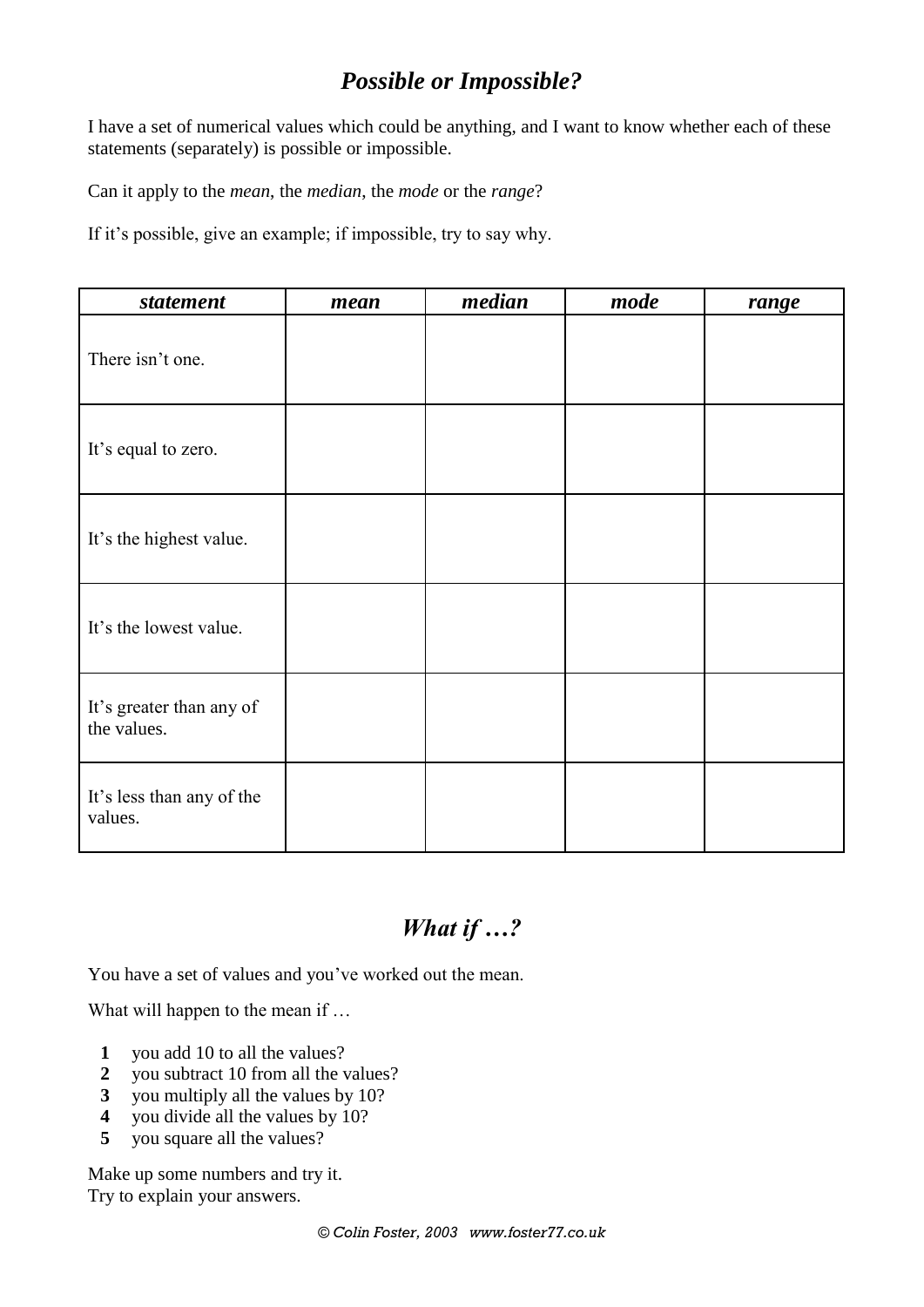## *Possible or Impossible?*

I have a set of numerical values which could be anything, and I want to know whether each of these statements (separately) is possible or impossible.

Can it apply to the *mean*, the *median*, the *mode* or the *range*?

If it's possible, give an example; if impossible, try to say why.

| ***statement*** | ***mean*** | ***median*** | ***mode*** | ***range*** |
|---|---|---|---|---|
| There isn't one. | | | | |
| It's equal to zero. | | | | |
| It's the highest value. | | | | |
| It's the lowest value. | | | | |
| It's greater than any of the values. | | | | |
| It's less than any of the values. | | | | |

## *What if …?*

You have a set of values and you've worked out the mean.

What will happen to the mean if …

1. you add 10 to all the values?
2. you subtract 10 from all the values?
3. you multiply all the values by 10?
4. you divide all the values by 10?
5. you square all the values?

Make up some numbers and try it.
Try to explain your answers.

© Colin Foster, 2003 www.foster77.co.uk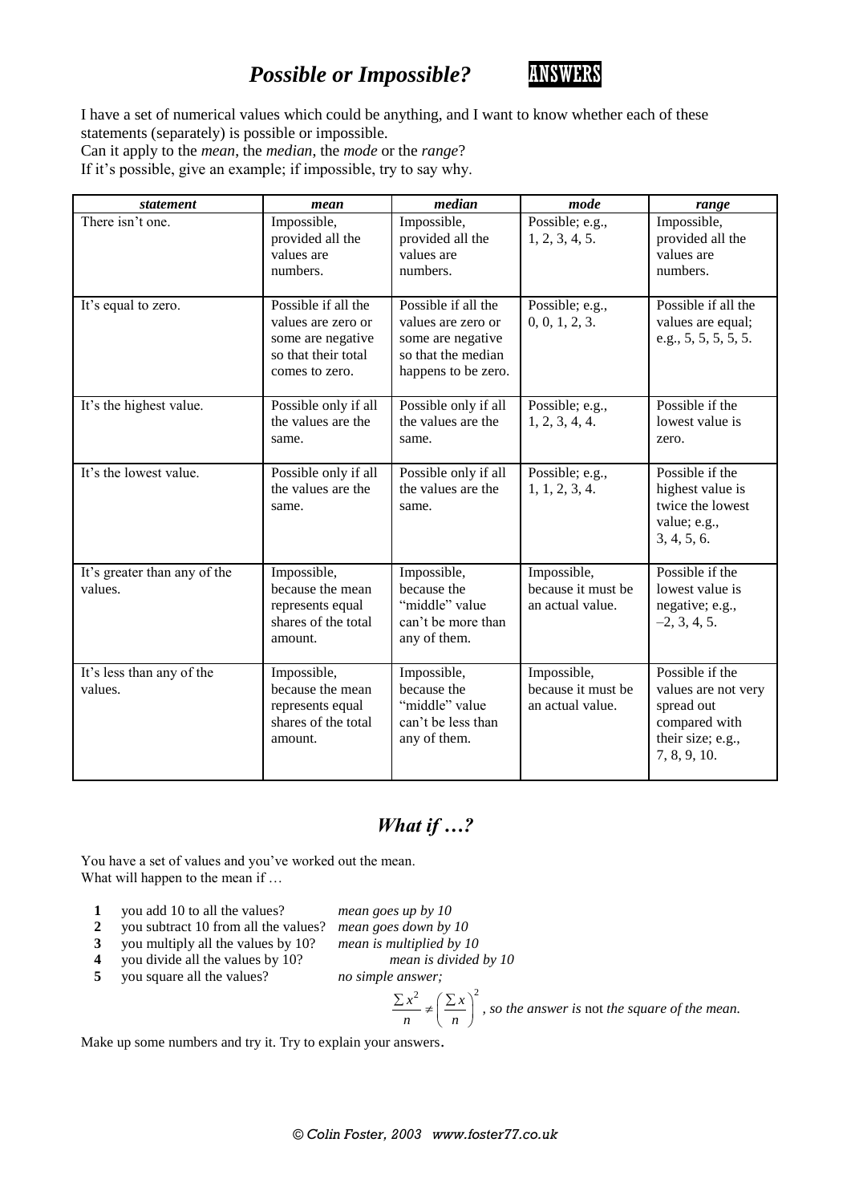# *Possible or Impossible?* ANSWERS

I have a set of numerical values which could be anything, and I want to know whether each of these statements (separately) is possible or impossible.
Can it apply to the *mean*, the *median*, the *mode* or the *range*?
If it's possible, give an example; if impossible, try to say why.

| *statement* | *mean* | *median* | *mode* | *range* |
|---|---|---|---|---|
| There isn't one. | Impossible, provided all the values are numbers. | Impossible, provided all the values are numbers. | Possible; e.g., 1, 2, 3, 4, 5. | Impossible, provided all the values are numbers. |
| It's equal to zero. | Possible if all the values are zero or some are negative so that their total comes to zero. | Possible if all the values are zero or some are negative so that the median happens to be zero. | Possible; e.g., 0, 0, 1, 2, 3. | Possible if all the values are equal; e.g., 5, 5, 5, 5, 5. |
| It's the highest value. | Possible only if all the values are the same. | Possible only if all the values are the same. | Possible; e.g., 1, 2, 3, 4, 4. | Possible if the lowest value is zero. |
| It's the lowest value. | Possible only if all the values are the same. | Possible only if all the values are the same. | Possible; e.g., 1, 1, 2, 3, 4. | Possible if the highest value is twice the lowest value; e.g., 3, 4, 5, 6. |
| It's greater than any of the values. | Impossible, because the mean represents equal shares of the total amount. | Impossible, because the "middle" value can't be more than any of them. | Impossible, because it must be an actual value. | Possible if the lowest value is negative; e.g., –2, 3, 4, 5. |
| It's less than any of the values. | Impossible, because the mean represents equal shares of the total amount. | Impossible, because the "middle" value can't be less than any of them. | Impossible, because it must be an actual value. | Possible if the values are not very spread out compared with their size; e.g., 7, 8, 9, 10. |

## *What if …?*

You have a set of values and you've worked out the mean.
What will happen to the mean if …

1. you add 10 to all the values? *mean goes up by 10*
2. you subtract 10 from all the values? *mean goes down by 10*
3. you multiply all the values by 10? *mean is multiplied by 10*
4. you divide all the values by 10? *mean is divided by 10*
5. you square all the values? *no simple answer;*

$$\frac{\sum x^2}{n} \neq \left(\frac{\sum x}{n}\right)^2$$ *, so the answer is* not *the square of the mean.*

Make up some numbers and try it. Try to explain your answers.

*© Colin Foster, 2003 www.foster77.co.uk*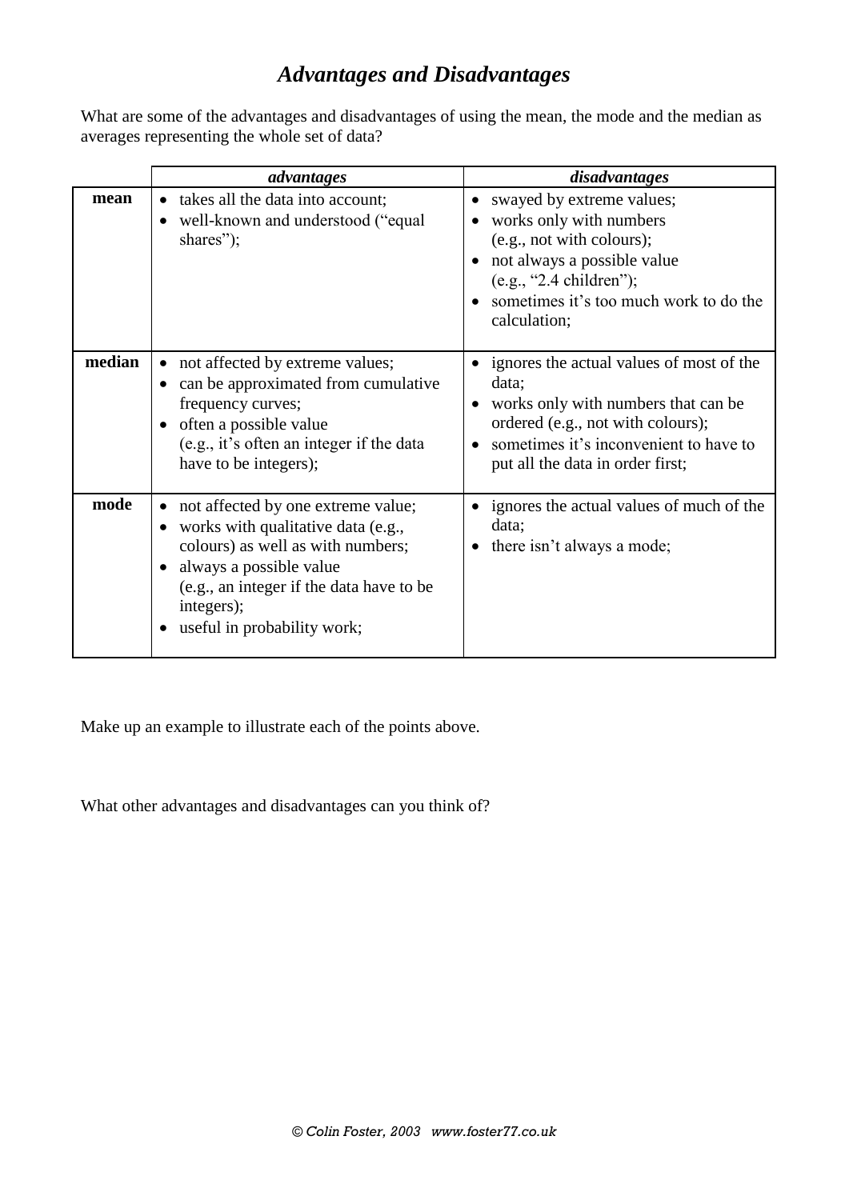# *Advantages and Disadvantages*

What are some of the advantages and disadvantages of using the mean, the mode and the median as averages representing the whole set of data?

| | *advantages* | *disadvantages* |
|---|---|---|
| **mean** | • takes all the data into account;<br>• well-known and understood ("equal shares"); | • swayed by extreme values;<br>• works only with numbers (e.g., not with colours);<br>• not always a possible value (e.g., "2.4 children");<br>• sometimes it's too much work to do the calculation; |
| **median** | • not affected by extreme values;<br>• can be approximated from cumulative frequency curves;<br>• often a possible value (e.g., it's often an integer if the data have to be integers); | • ignores the actual values of most of the data;<br>• works only with numbers that can be ordered (e.g., not with colours);<br>• sometimes it's inconvenient to have to put all the data in order first; |
| **mode** | • not affected by one extreme value;<br>• works with qualitative data (e.g., colours) as well as with numbers;<br>• always a possible value (e.g., an integer if the data have to be integers);<br>• useful in probability work; | • ignores the actual values of much of the data;<br>• there isn't always a mode; |

Make up an example to illustrate each of the points above.

What other advantages and disadvantages can you think of?

© Colin Foster, 2003 www.foster77.co.uk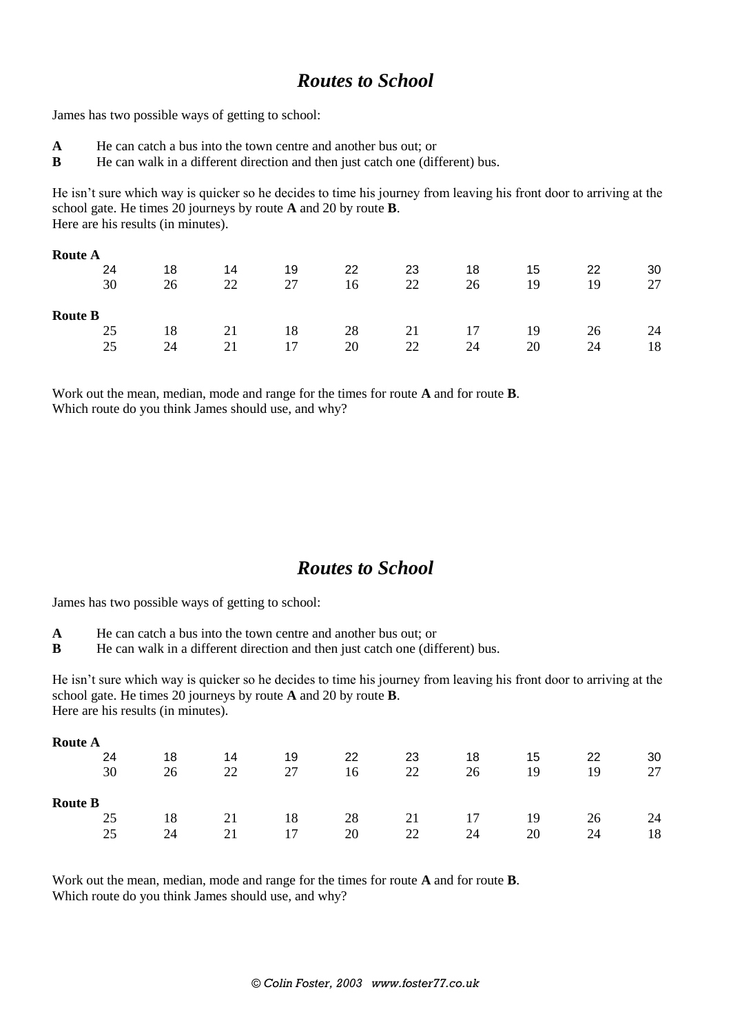# *Routes to School*

James has two possible ways of getting to school:

**A** He can catch a bus into the town centre and another bus out; or
**B** He can walk in a different direction and then just catch one (different) bus.

He isn't sure which way is quicker so he decides to time his journey from leaving his front door to arriving at the school gate. He times 20 journeys by route **A** and 20 by route **B**.
Here are his results (in minutes).

**Route A**

| | | | | | | | | | |
|---|---|---|---|---|---|---|---|---|---|
| 24 | 18 | 14 | 19 | 22 | 23 | 18 | 15 | 22 | 30 |
| 30 | 26 | 22 | 27 | 16 | 22 | 26 | 19 | 19 | 27 |

**Route B**

| | | | | | | | | | |
|---|---|---|---|---|---|---|---|---|---|
| 25 | 18 | 21 | 18 | 28 | 21 | 17 | 19 | 26 | 24 |
| 25 | 24 | 21 | 17 | 20 | 22 | 24 | 20 | 24 | 18 |

Work out the mean, median, mode and range for the times for route **A** and for route **B**.
Which route do you think James should use, and why?

# *Routes to School*

James has two possible ways of getting to school:

**A** He can catch a bus into the town centre and another bus out; or
**B** He can walk in a different direction and then just catch one (different) bus.

He isn't sure which way is quicker so he decides to time his journey from leaving his front door to arriving at the school gate. He times 20 journeys by route **A** and 20 by route **B**.
Here are his results (in minutes).

**Route A**

| | | | | | | | | | |
|---|---|---|---|---|---|---|---|---|---|
| 24 | 18 | 14 | 19 | 22 | 23 | 18 | 15 | 22 | 30 |
| 30 | 26 | 22 | 27 | 16 | 22 | 26 | 19 | 19 | 27 |

**Route B**

| | | | | | | | | | |
|---|---|---|---|---|---|---|---|---|---|
| 25 | 18 | 21 | 18 | 28 | 21 | 17 | 19 | 26 | 24 |
| 25 | 24 | 21 | 17 | 20 | 22 | 24 | 20 | 24 | 18 |

Work out the mean, median, mode and range for the times for route **A** and for route **B**.
Which route do you think James should use, and why?

*© Colin Foster, 2003 www.foster77.co.uk*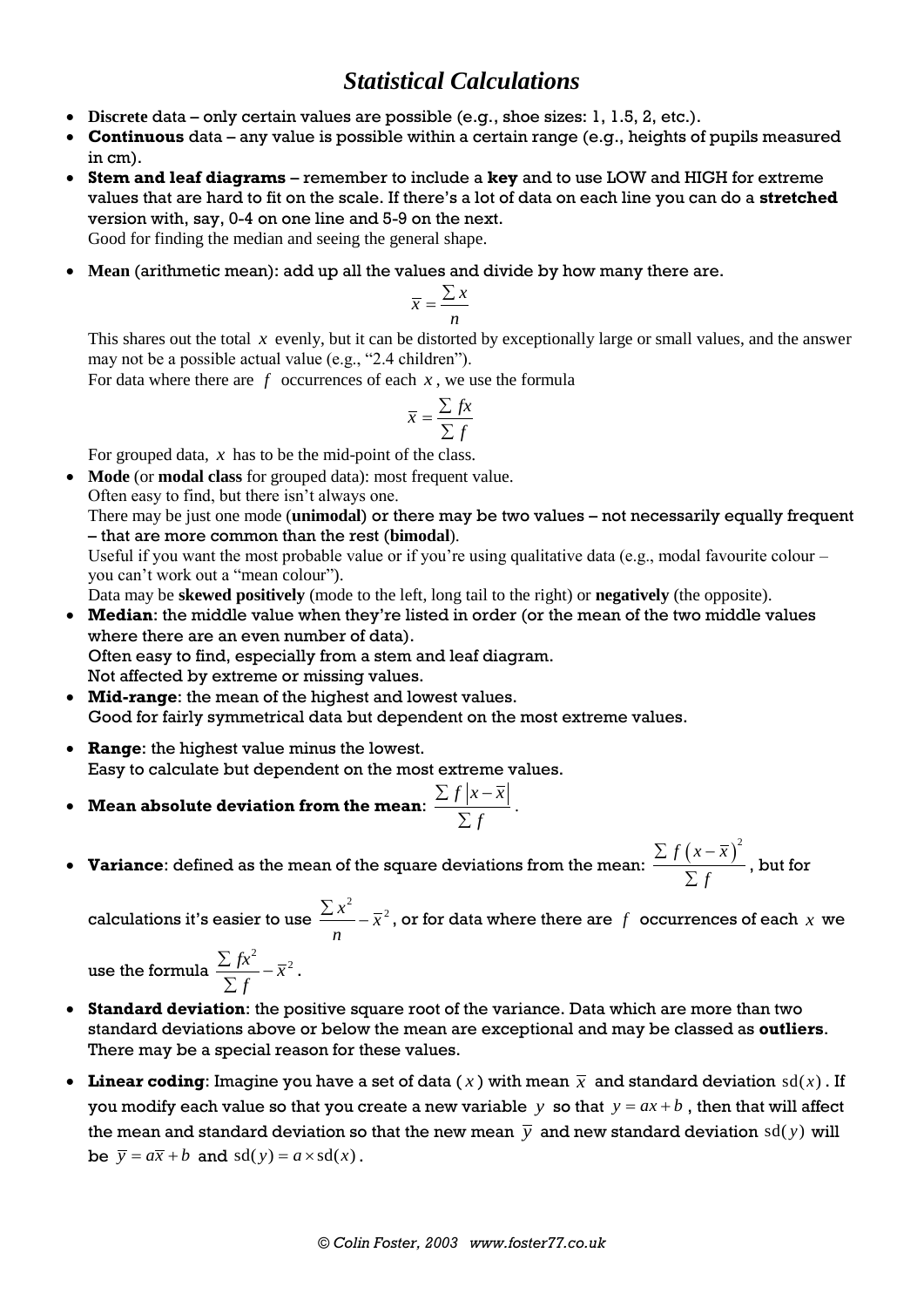# *Statistical Calculations*

- **Discrete** data – only certain values are possible (e.g., shoe sizes: 1, 1.5, 2, etc.).
- **Continuous** data – any value is possible within a certain range (e.g., heights of pupils measured in cm).
- **Stem and leaf diagrams** – remember to include a **key** and to use LOW and HIGH for extreme values that are hard to fit on the scale. If there's a lot of data on each line you can do a **stretched** version with, say, 0-4 on one line and 5-9 on the next.
  Good for finding the median and seeing the general shape.
- **Mean** (arithmetic mean): add up all the values and divide by how many there are.
  $$\overline{x} = \frac{\sum x}{n}$$
  This shares out the total $x$ evenly, but it can be distorted by exceptionally large or small values, and the answer may not be a possible actual value (e.g., "2.4 children").
  For data where there are $f$ occurrences of each $x$, we use the formula
  $$\overline{x} = \frac{\sum fx}{\sum f}$$
  For grouped data, $x$ has to be the mid-point of the class.
- **Mode** (or **modal class** for grouped data): most frequent value.
  Often easy to find, but there isn't always one.
  There may be just one mode (**unimodal**) or there may be two values – not necessarily equally frequent – that are more common than the rest (**bimodal**).
  Useful if you want the most probable value or if you're using qualitative data (e.g., modal favourite colour – you can't work out a "mean colour").
  Data may be **skewed positively** (mode to the left, long tail to the right) or **negatively** (the opposite).
- **Median**: the middle value when they're listed in order (or the mean of the two middle values where there are an even number of data).
  Often easy to find, especially from a stem and leaf diagram.
  Not affected by extreme or missing values.
- **Mid-range**: the mean of the highest and lowest values.
  Good for fairly symmetrical data but dependent on the most extreme values.
- **Range**: the highest value minus the lowest.
  Easy to calculate but dependent on the most extreme values.
- **Mean absolute deviation from the mean**: $\frac{\sum f\left|x-\overline{x}\right|}{\sum f}$.
- **Variance**: defined as the mean of the square deviations from the mean: $\frac{\sum f\left(x-\overline{x}\right)^2}{\sum f}$, but for calculations it's easier to use $\frac{\sum x^2}{n} - \overline{x}^2$, or for data where there are $f$ occurrences of each $x$ we use the formula $\frac{\sum fx^2}{\sum f} - \overline{x}^2$.
- **Standard deviation**: the positive square root of the variance. Data which are more than two standard deviations above or below the mean are exceptional and may be classed as **outliers**. There may be a special reason for these values.
- **Linear coding**: Imagine you have a set of data ($x$) with mean $\overline{x}$ and standard deviation $\mathrm{sd}(x)$. If you modify each value so that you create a new variable $y$ so that $y = ax + b$, then that will affect the mean and standard deviation so that the new mean $\overline{y}$ and new standard deviation $\mathrm{sd}(y)$ will be $\overline{y} = a\overline{x} + b$ and $\mathrm{sd}(y) = a \times \mathrm{sd}(x)$.

*© Colin Foster, 2003 www.foster77.co.uk*